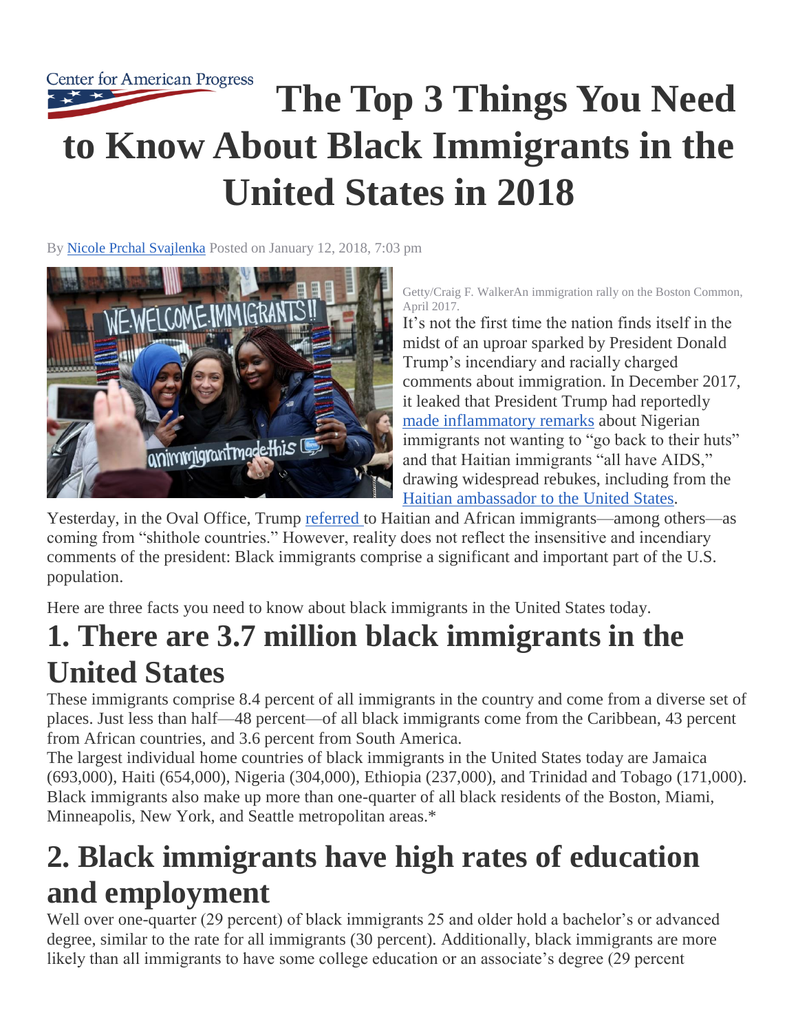Center for American Progress

# The Top 3 Things You Need to Know About Black Immigrants in the United States in 2018

By Nicole Prchal Svajlenka Posted on January 12, 2018, 7:03 pm

Getty/Craig F. WalkerAn immigration rally on the Boston Common, April 2017.

It's not the first time the nation finds itself in the midst of an uproar sparked by President Donald Trump's incendiary and racially charged comments about immigration. In December 2017, it leaked that President Trump had reportedly made inflammatory remarks about Nigerian immigrants not wanting to "go back to their huts" and that Haitian immigrants "all have AIDS," drawing widespread rebukes, including from the Haitian ambassador to the United States.

Yesterday, in the Oval Office, Trump referred to Haitian and African immigrants—among others—as coming from "shithole countries." However, reality does not reflect the insensitive and incendiary comments of the president: Black immigrants comprise a significant and important part of the U.S. population.

Here are three facts you need to know about black immigrants in the United States today.

## 1. There are 3.7 million black immigrants in the United States

These immigrants comprise 8.4 percent of all immigrants in the country and come from a diverse set of places. Just less than half—48 percent—of all black immigrants come from the Caribbean, 43 percent from African countries, and 3.6 percent from South America.

The largest individual home countries of black immigrants in the United States today are Jamaica (693,000), Haiti (654,000), Nigeria (304,000), Ethiopia (237,000), and Trinidad and Tobago (171,000). Black immigrants also make up more than one-quarter of all black residents of the Boston, Miami, Minneapolis, New York, and Seattle metropolitan areas.*

## 2. Black immigrants have high rates of education and employment

Well over one-quarter (29 percent) of black immigrants 25 and older hold a bachelor's or advanced degree, similar to the rate for all immigrants (30 percent). Additionally, black immigrants are more likely than all immigrants to have some college education or an associate's degree (29 percent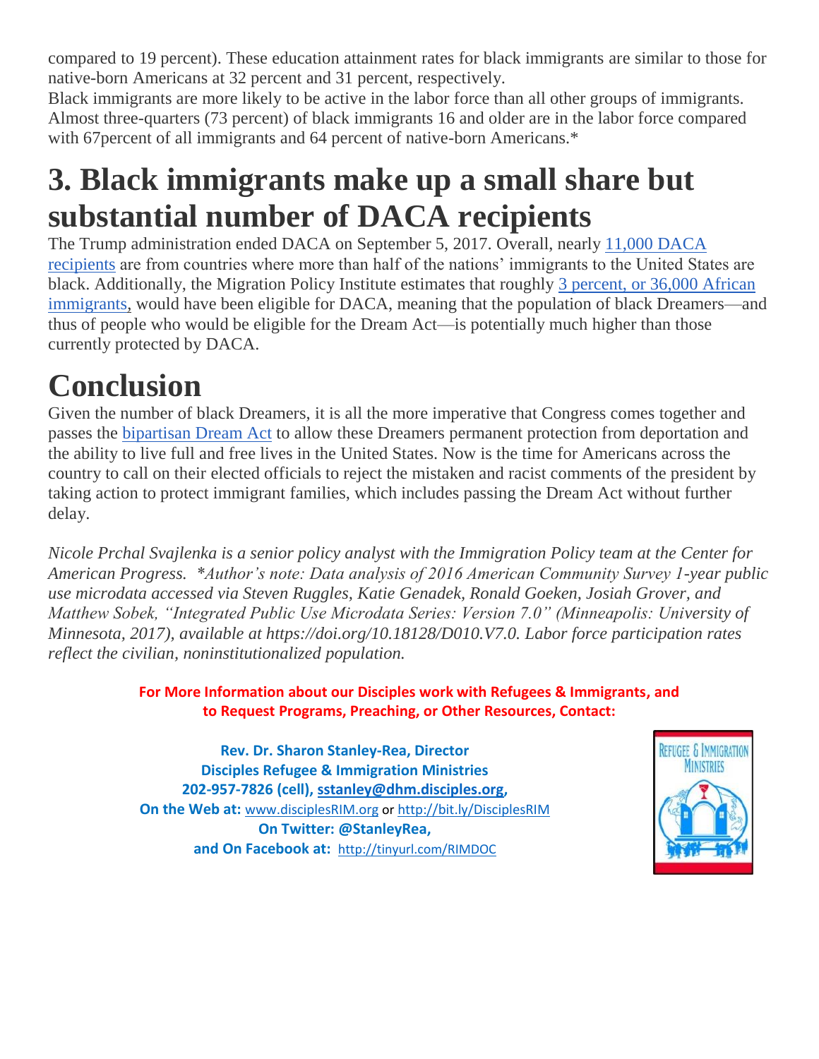compared to 19 percent). These education attainment rates for black immigrants are similar to those for native-born Americans at 32 percent and 31 percent, respectively.
Black immigrants are more likely to be active in the labor force than all other groups of immigrants. Almost three-quarters (73 percent) of black immigrants 16 and older are in the labor force compared with 67percent of all immigrants and 64 percent of native-born Americans.*

# 3. Black immigrants make up a small share but substantial number of DACA recipients

The Trump administration ended DACA on September 5, 2017. Overall, nearly 11,000 DACA recipients are from countries where more than half of the nations' immigrants to the United States are black. Additionally, the Migration Policy Institute estimates that roughly 3 percent, or 36,000 African immigrants, would have been eligible for DACA, meaning that the population of black Dreamers—and thus of people who would be eligible for the Dream Act—is potentially much higher than those currently protected by DACA.

# Conclusion

Given the number of black Dreamers, it is all the more imperative that Congress comes together and passes the bipartisan Dream Act to allow these Dreamers permanent protection from deportation and the ability to live full and free lives in the United States. Now is the time for Americans across the country to call on their elected officials to reject the mistaken and racist comments of the president by taking action to protect immigrant families, which includes passing the Dream Act without further delay.

*Nicole Prchal Svajlenka is a senior policy analyst with the Immigration Policy team at the Center for American Progress. \*Author's note: Data analysis of 2016 American Community Survey 1-year public use microdata accessed via Steven Ruggles, Katie Genadek, Ronald Goeken, Josiah Grover, and Matthew Sobek, "Integrated Public Use Microdata Series: Version 7.0" (Minneapolis: University of Minnesota, 2017), available at https://doi.org/10.18128/D010.V7.0. Labor force participation rates reflect the civilian, noninstitutionalized population.*

**For More Information about our Disciples work with Refugees & Immigrants, and to Request Programs, Preaching, or Other Resources, Contact:**

**Rev. Dr. Sharon Stanley-Rea, Director**
**Disciples Refugee & Immigration Ministries**
**202-957-7826 (cell), sstanley@dhm.disciples.org,**
**On the Web at:** www.disciplesRIM.org or http://bit.ly/DisciplesRIM
**On Twitter: @StanleyRea,**
**and On Facebook at:** http://tinyurl.com/RIMDOC

REFUGEE & IMMIGRATION MINISTRIES